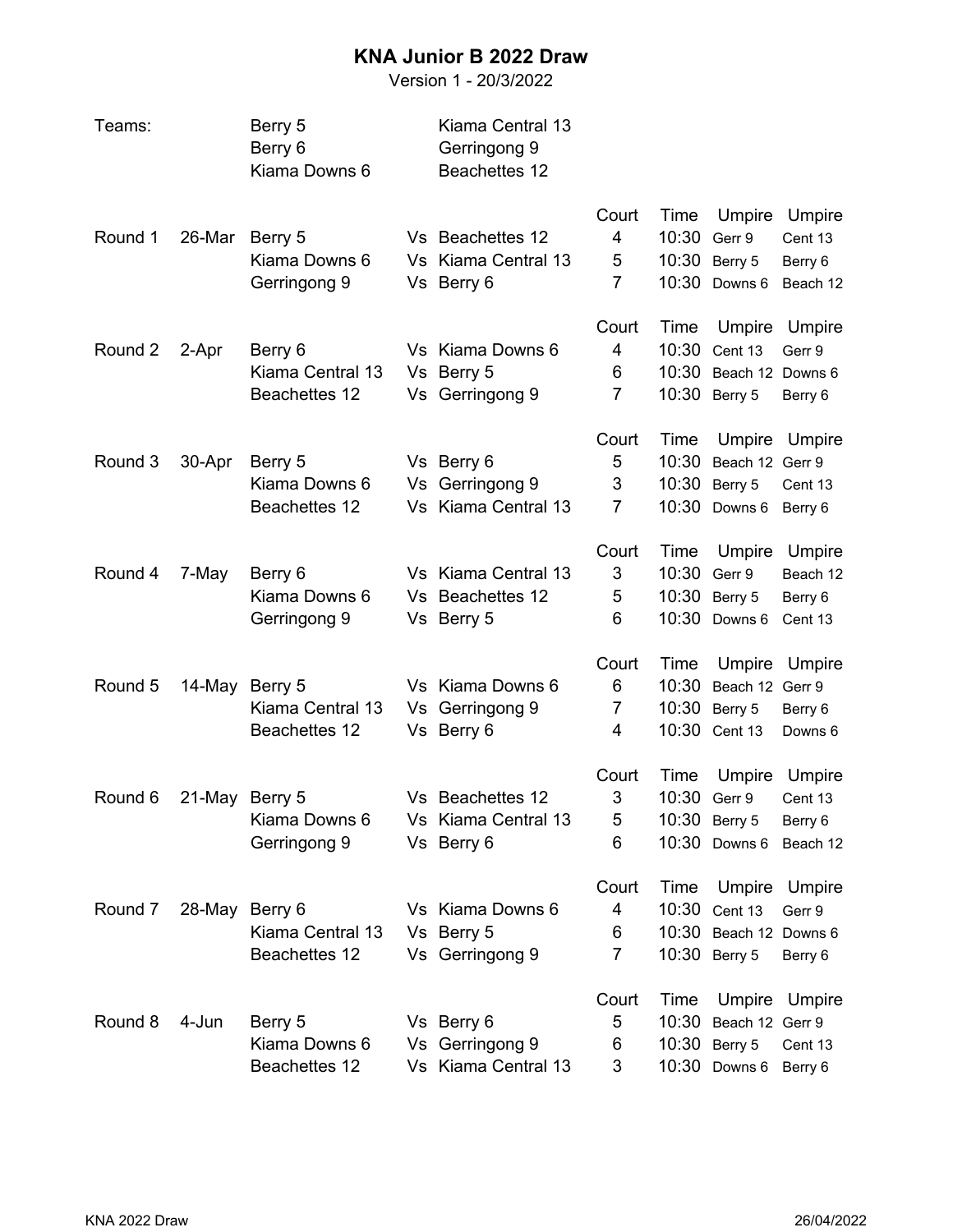# KNA Junior B 2022 Draw

Version 1 - 20/3/2022

**Teams:**

| | |
|---|---|
| Berry 5 | Kiama Central 13 |
| Berry 6 | Gerringong 9 |
| Kiama Downs 6 | Beachettes 12 |

| Round | Date | Team | | Team | Court | Time | Umpire | Umpire |
|---|---|---|---|---|---|---|---|---|
| Round 1 | 26-Mar | Berry 5 | Vs | Beachettes 12 | 4 | 10:30 | Gerr 9 | Cent 13 |
| | | Kiama Downs 6 | Vs | Kiama Central 13 | 5 | 10:30 | Berry 5 | Berry 6 |
| | | Gerringong 9 | Vs | Berry 6 | 7 | 10:30 | Downs 6 | Beach 12 |
| Round 2 | 2-Apr | Berry 6 | Vs | Kiama Downs 6 | 4 | 10:30 | Cent 13 | Gerr 9 |
| | | Kiama Central 13 | Vs | Berry 5 | 6 | 10:30 | Beach 12 | Downs 6 |
| | | Beachettes 12 | Vs | Gerringong 9 | 7 | 10:30 | Berry 5 | Berry 6 |
| Round 3 | 30-Apr | Berry 5 | Vs | Berry 6 | 5 | 10:30 | Beach 12 | Gerr 9 |
| | | Kiama Downs 6 | Vs | Gerringong 9 | 3 | 10:30 | Berry 5 | Cent 13 |
| | | Beachettes 12 | Vs | Kiama Central 13 | 7 | 10:30 | Downs 6 | Berry 6 |
| Round 4 | 7-May | Berry 6 | Vs | Kiama Central 13 | 3 | 10:30 | Gerr 9 | Beach 12 |
| | | Kiama Downs 6 | Vs | Beachettes 12 | 5 | 10:30 | Berry 5 | Berry 6 |
| | | Gerringong 9 | Vs | Berry 5 | 6 | 10:30 | Downs 6 | Cent 13 |
| Round 5 | 14-May | Berry 5 | Vs | Kiama Downs 6 | 6 | 10:30 | Beach 12 | Gerr 9 |
| | | Kiama Central 13 | Vs | Gerringong 9 | 7 | 10:30 | Berry 5 | Berry 6 |
| | | Beachettes 12 | Vs | Berry 6 | 4 | 10:30 | Cent 13 | Downs 6 |
| Round 6 | 21-May | Berry 5 | Vs | Beachettes 12 | 3 | 10:30 | Gerr 9 | Cent 13 |
| | | Kiama Downs 6 | Vs | Kiama Central 13 | 5 | 10:30 | Berry 5 | Berry 6 |
| | | Gerringong 9 | Vs | Berry 6 | 6 | 10:30 | Downs 6 | Beach 12 |
| Round 7 | 28-May | Berry 6 | Vs | Kiama Downs 6 | 4 | 10:30 | Cent 13 | Gerr 9 |
| | | Kiama Central 13 | Vs | Berry 5 | 6 | 10:30 | Beach 12 | Downs 6 |
| | | Beachettes 12 | Vs | Gerringong 9 | 7 | 10:30 | Berry 5 | Berry 6 |
| Round 8 | 4-Jun | Berry 5 | Vs | Berry 6 | 5 | 10:30 | Beach 12 | Gerr 9 |
| | | Kiama Downs 6 | Vs | Gerringong 9 | 6 | 10:30 | Berry 5 | Cent 13 |
| | | Beachettes 12 | Vs | Kiama Central 13 | 3 | 10:30 | Downs 6 | Berry 6 |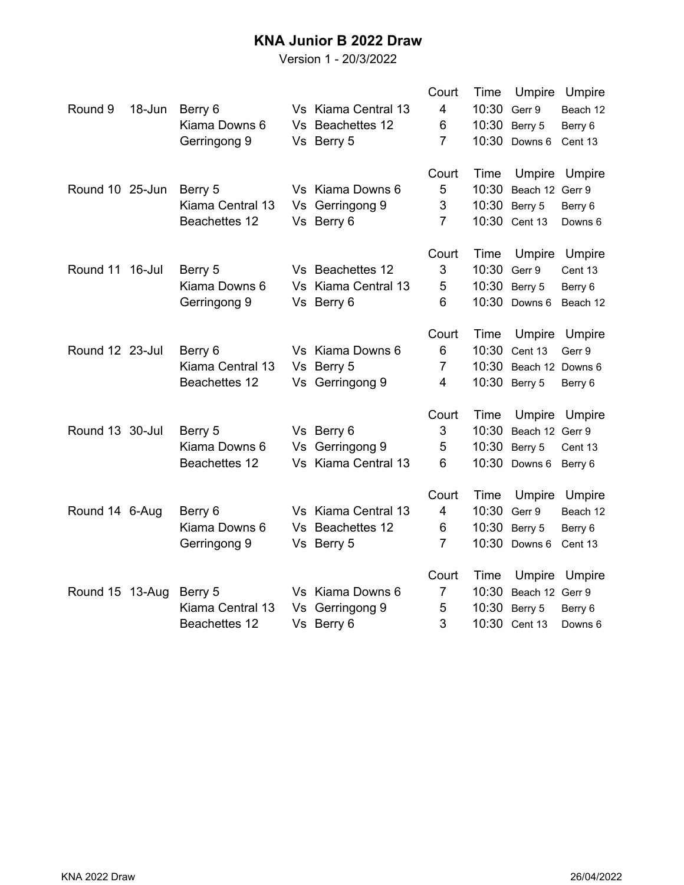**KNA Junior B 2022 Draw**

Version 1 - 20/3/2022

| | | | | | Court | Time | Umpire | Umpire |
|---|---|---|---|---|---|---|---|---|
| Round 9 | 18-Jun | Berry 6 | Vs | Kiama Central 13 | 4 | 10:30 | Gerr 9 | Beach 12 |
| | | Kiama Downs 6 | Vs | Beachettes 12 | 6 | 10:30 | Berry 5 | Berry 6 |
| | | Gerringong 9 | Vs | Berry 5 | 7 | 10:30 | Downs 6 | Cent 13 |
| | | | | | Court | Time | Umpire | Umpire |
| Round 10 | 25-Jun | Berry 5 | Vs | Kiama Downs 6 | 5 | 10:30 | Beach 12 | Gerr 9 |
| | | Kiama Central 13 | Vs | Gerringong 9 | 3 | 10:30 | Berry 5 | Berry 6 |
| | | Beachettes 12 | Vs | Berry 6 | 7 | 10:30 | Cent 13 | Downs 6 |
| | | | | | Court | Time | Umpire | Umpire |
| Round 11 | 16-Jul | Berry 5 | Vs | Beachettes 12 | 3 | 10:30 | Gerr 9 | Cent 13 |
| | | Kiama Downs 6 | Vs | Kiama Central 13 | 5 | 10:30 | Berry 5 | Berry 6 |
| | | Gerringong 9 | Vs | Berry 6 | 6 | 10:30 | Downs 6 | Beach 12 |
| | | | | | Court | Time | Umpire | Umpire |
| Round 12 | 23-Jul | Berry 6 | Vs | Kiama Downs 6 | 6 | 10:30 | Cent 13 | Gerr 9 |
| | | Kiama Central 13 | Vs | Berry 5 | 7 | 10:30 | Beach 12 | Downs 6 |
| | | Beachettes 12 | Vs | Gerringong 9 | 4 | 10:30 | Berry 5 | Berry 6 |
| | | | | | Court | Time | Umpire | Umpire |
| Round 13 | 30-Jul | Berry 5 | Vs | Berry 6 | 3 | 10:30 | Beach 12 | Gerr 9 |
| | | Kiama Downs 6 | Vs | Gerringong 9 | 5 | 10:30 | Berry 5 | Cent 13 |
| | | Beachettes 12 | Vs | Kiama Central 13 | 6 | 10:30 | Downs 6 | Berry 6 |
| | | | | | Court | Time | Umpire | Umpire |
| Round 14 | 6-Aug | Berry 6 | Vs | Kiama Central 13 | 4 | 10:30 | Gerr 9 | Beach 12 |
| | | Kiama Downs 6 | Vs | Beachettes 12 | 6 | 10:30 | Berry 5 | Berry 6 |
| | | Gerringong 9 | Vs | Berry 5 | 7 | 10:30 | Downs 6 | Cent 13 |
| | | | | | Court | Time | Umpire | Umpire |
| Round 15 | 13-Aug | Berry 5 | Vs | Kiama Downs 6 | 7 | 10:30 | Beach 12 | Gerr 9 |
| | | Kiama Central 13 | Vs | Gerringong 9 | 5 | 10:30 | Berry 5 | Berry 6 |
| | | Beachettes 12 | Vs | Berry 6 | 3 | 10:30 | Cent 13 | Downs 6 |